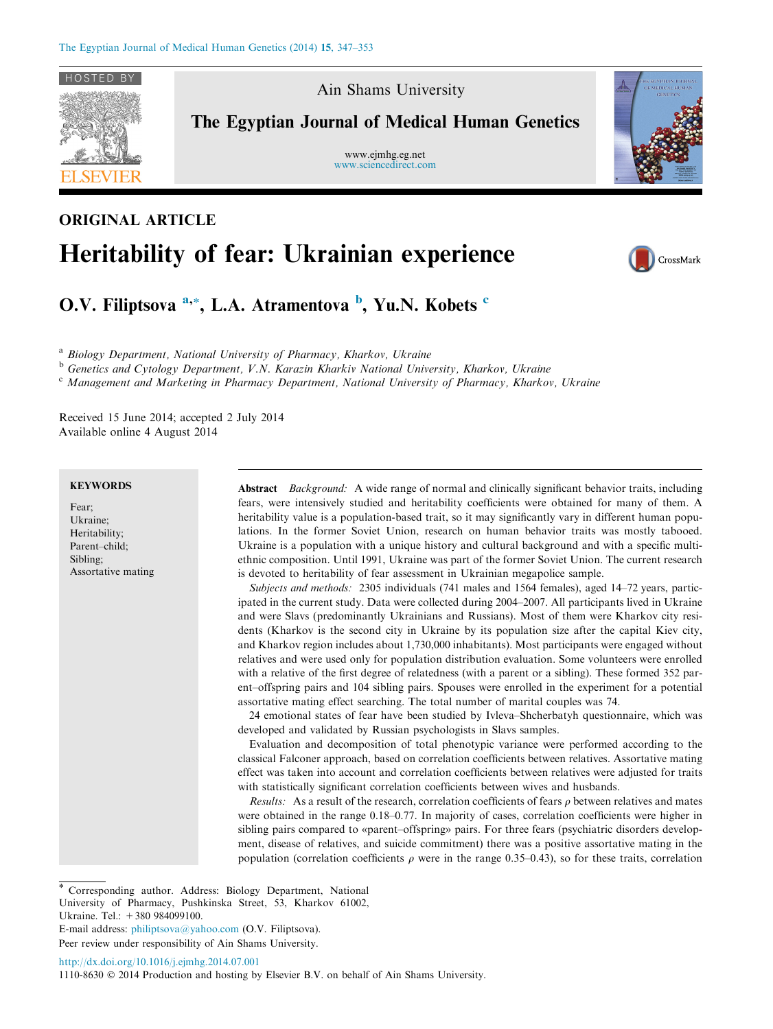ORIGINAL ARTICLE

# Heritability of fear: Ukrainian experience

**O.V. Filiptsova** [a,*], **L.A. Atramentova** [b], **Yu.N. Kobets** [c]

[a] *Biology Department, National University of Pharmacy, Kharkov, Ukraine*

[b] *Genetics and Cytology Department, V.N. Karazin Kharkiv National University, Kharkov, Ukraine*

[c] *Management and Marketing in Pharmacy Department, National University of Pharmacy, Kharkov, Ukraine*

Received 15 June 2014; accepted 2 July 2014
Available online 4 August 2014

**KEYWORDS**

Fear;
Ukraine;
Heritability;
Parent–child;
Sibling;
Assortative mating

**Abstract** *Background:* A wide range of normal and clinically significant behavior traits, including fears, were intensively studied and heritability coefficients were obtained for many of them. A heritability value is a population-based trait, so it may significantly vary in different human populations. In the former Soviet Union, research on human behavior traits was mostly tabooed. Ukraine is a population with a unique history and cultural background and with a specific multi-ethnic composition. Until 1991, Ukraine was part of the former Soviet Union. The current research is devoted to heritability of fear assessment in Ukrainian megapolice sample.

*Subjects and methods:* 2305 individuals (741 males and 1564 females), aged 14–72 years, participated in the current study. Data were collected during 2004–2007. All participants lived in Ukraine and were Slavs (predominantly Ukrainians and Russians). Most of them were Kharkov city residents (Kharkov is the second city in Ukraine by its population size after the capital Kiev city, and Kharkov region includes about 1,730,000 inhabitants). Most participants were engaged without relatives and were used only for population distribution evaluation. Some volunteers were enrolled with a relative of the first degree of relatedness (with a parent or a sibling). These formed 352 parent–offspring pairs and 104 sibling pairs. Spouses were enrolled in the experiment for a potential assortative mating effect searching. The total number of marital couples was 74.

24 emotional states of fear have been studied by Ivleva–Shcherbatyh questionnaire, which was developed and validated by Russian psychologists in Slavs samples.

Evaluation and decomposition of total phenotypic variance were performed according to the classical Falconer approach, based on correlation coefficients between relatives. Assortative mating effect was taken into account and correlation coefficients between relatives were adjusted for traits with statistically significant correlation coefficients between wives and husbands.

*Results:* As a result of the research, correlation coefficients of fears $\rho$ between relatives and mates were obtained in the range 0.18–0.77. In majority of cases, correlation coefficients were higher in sibling pairs compared to «parent–offspring» pairs. For three fears (psychiatric disorders development, disease of relatives, and suicide commitment) there was a positive assortative mating in the population (correlation coefficients $\rho$ were in the range 0.35–0.43), so for these traits, correlation

* Corresponding author. Address: Biology Department, National University of Pharmacy, Pushkinska Street, 53, Kharkov 61002, Ukraine. Tel.: +380 984099100.
E-mail address: philiptsova@yahoo.com (O.V. Filiptsova).
Peer review under responsibility of Ain Shams University.

http://dx.doi.org/10.1016/j.ejmhg.2014.07.001
1110-8630 © 2014 Production and hosting by Elsevier B.V. on behalf of Ain Shams University.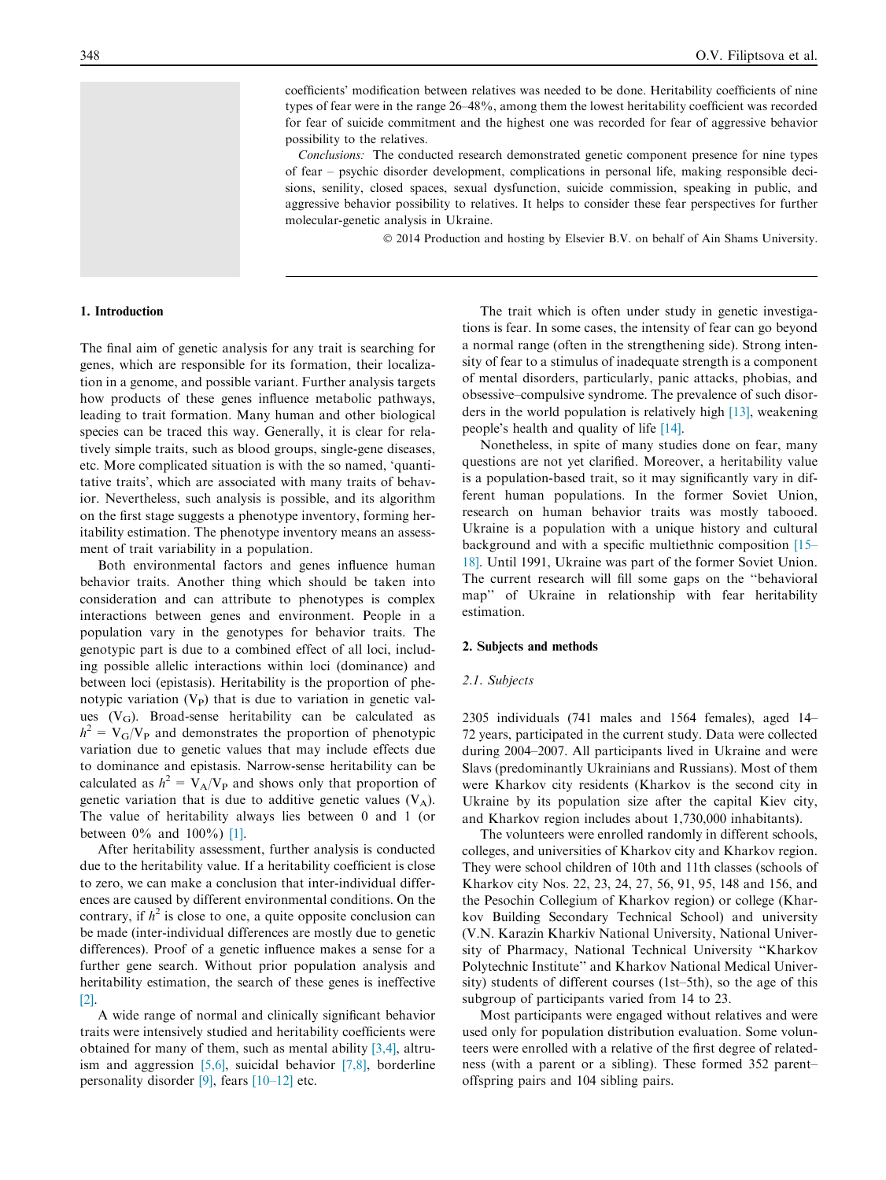coefficients' modification between relatives was needed to be done. Heritability coefficients of nine types of fear were in the range 26–48%, among them the lowest heritability coefficient was recorded for fear of suicide commitment and the highest one was recorded for fear of aggressive behavior possibility to the relatives.

*Conclusions:* The conducted research demonstrated genetic component presence for nine types of fear – psychic disorder development, complications in personal life, making responsible decisions, senility, closed spaces, sexual dysfunction, suicide commission, speaking in public, and aggressive behavior possibility to relatives. It helps to consider these fear perspectives for further molecular-genetic analysis in Ukraine.

© 2014 Production and hosting by Elsevier B.V. on behalf of Ain Shams University.

## 1. Introduction

The final aim of genetic analysis for any trait is searching for genes, which are responsible for its formation, their localization in a genome, and possible variant. Further analysis targets how products of these genes influence metabolic pathways, leading to trait formation. Many human and other biological species can be traced this way. Generally, it is clear for relatively simple traits, such as blood groups, single-gene diseases, etc. More complicated situation is with the so named, 'quantitative traits', which are associated with many traits of behavior. Nevertheless, such analysis is possible, and its algorithm on the first stage suggests a phenotype inventory, forming heritability estimation. The phenotype inventory means an assessment of trait variability in a population.

Both environmental factors and genes influence human behavior traits. Another thing which should be taken into consideration and can attribute to phenotypes is complex interactions between genes and environment. People in a population vary in the genotypes for behavior traits. The genotypic part is due to a combined effect of all loci, including possible allelic interactions within loci (dominance) and between loci (epistasis). Heritability is the proportion of phenotypic variation ($V_P$) that is due to variation in genetic values ($V_G$). Broad-sense heritability can be calculated as $h^2 = V_G/V_P$ and demonstrates the proportion of phenotypic variation due to genetic values that may include effects due to dominance and epistasis. Narrow-sense heritability can be calculated as $h^2 = V_A/V_P$ and shows only that proportion of genetic variation that is due to additive genetic values ($V_A$). The value of heritability always lies between 0 and 1 (or between 0% and 100%) [1].

After heritability assessment, further analysis is conducted due to the heritability value. If a heritability coefficient is close to zero, we can make a conclusion that inter-individual differences are caused by different environmental conditions. On the contrary, if $h^2$ is close to one, a quite opposite conclusion can be made (inter-individual differences are mostly due to genetic differences). Proof of a genetic influence makes a sense for a further gene search. Without prior population analysis and heritability estimation, the search of these genes is ineffective [2].

A wide range of normal and clinically significant behavior traits were intensively studied and heritability coefficients were obtained for many of them, such as mental ability [3,4], altruism and aggression [5,6], suicidal behavior [7,8], borderline personality disorder [9], fears [10–12] etc.

The trait which is often under study in genetic investigations is fear. In some cases, the intensity of fear can go beyond a normal range (often in the strengthening side). Strong intensity of fear to a stimulus of inadequate strength is a component of mental disorders, particularly, panic attacks, phobias, and obsessive–compulsive syndrome. The prevalence of such disorders in the world population is relatively high [13], weakening people's health and quality of life [14].

Nonetheless, in spite of many studies done on fear, many questions are not yet clarified. Moreover, a heritability value is a population-based trait, so it may significantly vary in different human populations. In the former Soviet Union, research on human behavior traits was mostly tabooed. Ukraine is a population with a unique history and cultural background and with a specific multiethnic composition [15–18]. Until 1991, Ukraine was part of the former Soviet Union. The current research will fill some gaps on the "behavioral map" of Ukraine in relationship with fear heritability estimation.

## 2. Subjects and methods

### 2.1. Subjects

2305 individuals (741 males and 1564 females), aged 14–72 years, participated in the current study. Data were collected during 2004–2007. All participants lived in Ukraine and were Slavs (predominantly Ukrainians and Russians). Most of them were Kharkov city residents (Kharkov is the second city in Ukraine by its population size after the capital Kiev city, and Kharkov region includes about 1,730,000 inhabitants).

The volunteers were enrolled randomly in different schools, colleges, and universities of Kharkov city and Kharkov region. They were school children of 10th and 11th classes (schools of Kharkov city Nos. 22, 23, 24, 27, 56, 91, 95, 148 and 156, and the Pesochin Collegium of Kharkov region) or college (Kharkov Building Secondary Technical School) and university (V.N. Karazin Kharkiv National University, National University of Pharmacy, National Technical University "Kharkov Polytechnic Institute" and Kharkov National Medical University) students of different courses (1st–5th), so the age of this subgroup of participants varied from 14 to 23.

Most participants were engaged without relatives and were used only for population distribution evaluation. Some volunteers were enrolled with a relative of the first degree of relatedness (with a parent or a sibling). These formed 352 parent–offspring pairs and 104 sibling pairs.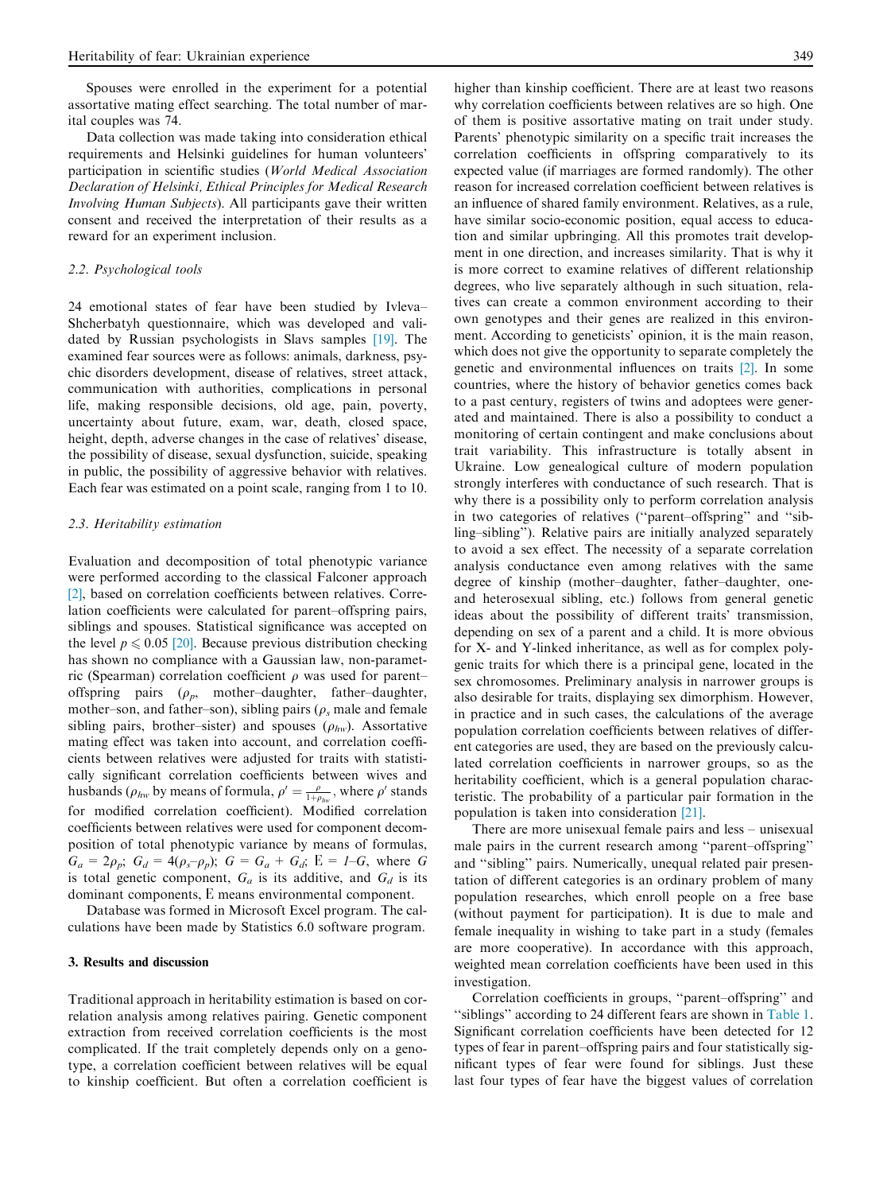Spouses were enrolled in the experiment for a potential assortative mating effect searching. The total number of marital couples was 74.

Data collection was made taking into consideration ethical requirements and Helsinki guidelines for human volunteers' participation in scientific studies (*World Medical Association Declaration of Helsinki, Ethical Principles for Medical Research Involving Human Subjects*). All participants gave their written consent and received the interpretation of their results as a reward for an experiment inclusion.

### 2.2. Psychological tools

24 emotional states of fear have been studied by Ivleva–Shcherbatyh questionnaire, which was developed and validated by Russian psychologists in Slavs samples [19]. The examined fear sources were as follows: animals, darkness, psychic disorders development, disease of relatives, street attack, communication with authorities, complications in personal life, making responsible decisions, old age, pain, poverty, uncertainty about future, exam, war, death, closed space, height, depth, adverse changes in the case of relatives' disease, the possibility of disease, sexual dysfunction, suicide, speaking in public, the possibility of aggressive behavior with relatives. Each fear was estimated on a point scale, ranging from 1 to 10.

### 2.3. Heritability estimation

Evaluation and decomposition of total phenotypic variance were performed according to the classical Falconer approach [2], based on correlation coefficients between relatives. Correlation coefficients were calculated for parent–offspring pairs, siblings and spouses. Statistical significance was accepted on the level $p \leqslant 0.05$ [20]. Because previous distribution checking has shown no compliance with a Gaussian law, non-parametric (Spearman) correlation coefficient $\rho$ was used for parent–offspring pairs ($\rho_p$, mother–daughter, father–daughter, mother–son, and father–son), sibling pairs ($\rho_s$ male and female sibling pairs, brother–sister) and spouses ($\rho_{hw}$). Assortative mating effect was taken into account, and correlation coefficients between relatives were adjusted for traits with statistically significant correlation coefficients between wives and husbands ($\rho_{hw}$ by means of formula, $\rho' = \frac{\rho}{1+\rho_{hw}}$, where $\rho'$ stands for modified correlation coefficient). Modified correlation coefficients between relatives were used for component decomposition of total phenotypic variance by means of formulas, $G_a = 2\rho_p$; $G_d = 4(\rho_s - \rho_p)$; $G = G_a + G_d$; $E = 1 - G$, where $G$ is total genetic component, $G_a$ is its additive, and $G_d$ is its dominant components, E means environmental component.

Database was formed in Microsoft Excel program. The calculations have been made by Statistics 6.0 software program.

## 3. Results and discussion

Traditional approach in heritability estimation is based on correlation analysis among relatives pairing. Genetic component extraction from received correlation coefficients is the most complicated. If the trait completely depends only on a genotype, a correlation coefficient between relatives will be equal to kinship coefficient. But often a correlation coefficient is higher than kinship coefficient. There are at least two reasons why correlation coefficients between relatives are so high. One of them is positive assortative mating on trait under study. Parents' phenotypic similarity on a specific trait increases the correlation coefficients in offspring comparatively to its expected value (if marriages are formed randomly). The other reason for increased correlation coefficient between relatives is an influence of shared family environment. Relatives, as a rule, have similar socio-economic position, equal access to education and similar upbringing. All this promotes trait development in one direction, and increases similarity. That is why it is more correct to examine relatives of different relationship degrees, who live separately although in such situation, relatives can create a common environment according to their own genotypes and their genes are realized in this environment. According to geneticists' opinion, it is the main reason, which does not give the opportunity to separate completely the genetic and environmental influences on traits [2]. In some countries, where the history of behavior genetics comes back to a past century, registers of twins and adoptees were generated and maintained. There is also a possibility to conduct a monitoring of certain contingent and make conclusions about trait variability. This infrastructure is totally absent in Ukraine. Low genealogical culture of modern population strongly interferes with conductance of such research. That is why there is a possibility only to perform correlation analysis in two categories of relatives ("parent–offspring" and "sibling–sibling"). Relative pairs are initially analyzed separately to avoid a sex effect. The necessity of a separate correlation analysis conductance even among relatives with the same degree of kinship (mother–daughter, father–daughter, one- and heterosexual sibling, etc.) follows from general genetic ideas about the possibility of different traits' transmission, depending on sex of a parent and a child. It is more obvious for X- and Y-linked inheritance, as well as for complex polygenic traits for which there is a principal gene, located in the sex chromosomes. Preliminary analysis in narrower groups is also desirable for traits, displaying sex dimorphism. However, in practice and in such cases, the calculations of the average population correlation coefficients between relatives of different categories are used, they are based on the previously calculated correlation coefficients in narrower groups, so as the heritability coefficient, which is a general population characteristic. The probability of a particular pair formation in the population is taken into consideration [21].

There are more unisexual female pairs and less – unisexual male pairs in the current research among "parent–offspring" and "sibling" pairs. Numerically, unequal related pair presentation of different categories is an ordinary problem of many population researches, which enroll people on a free base (without payment for participation). It is due to male and female inequality in wishing to take part in a study (females are more cooperative). In accordance with this approach, weighted mean correlation coefficients have been used in this investigation.

Correlation coefficients in groups, "parent–offspring" and "siblings" according to 24 different fears are shown in Table 1. Significant correlation coefficients have been detected for 12 types of fear in parent–offspring pairs and four statistically significant types of fear were found for siblings. Just these last four types of fear have the biggest values of correlation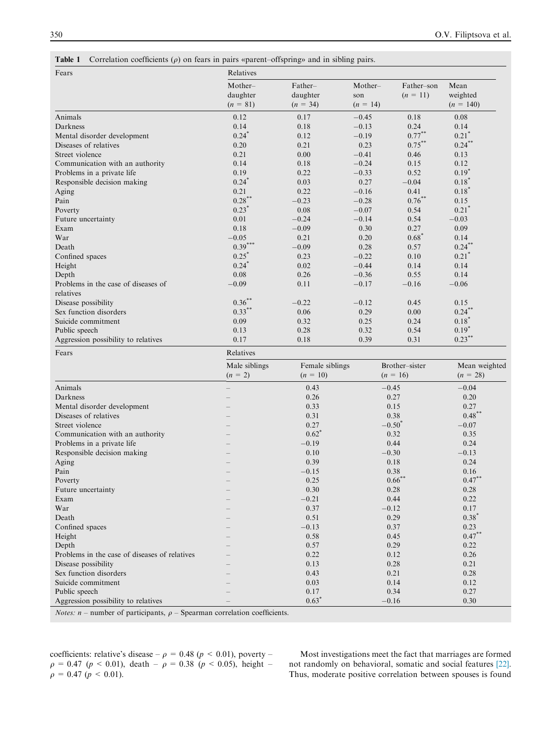**Table 1** Correlation coefficients ($\rho$) on fears in pairs «parent–offspring» and in sibling pairs.

| Fears | Relatives | | | | |
|---|---|---|---|---|---|
| | Mother–daughter ($n$ = 81) | Father–daughter ($n$ = 34) | Mother–son ($n$ = 14) | Father–son ($n$ = 11) | Mean weighted ($n$ = 140) |
| Animals | 0.12 | 0.17 | −0.45 | 0.18 | 0.08 |
| Darkness | 0.14 | 0.18 | −0.13 | 0.24 | 0.14 |
| Mental disorder development | 0.24* | 0.12 | −0.19 | 0.77** | 0.21* |
| Diseases of relatives | 0.20 | 0.21 | 0.23 | 0.75** | 0.24** |
| Street violence | 0.21 | 0.00 | −0.41 | 0.46 | 0.13 |
| Communication with an authority | 0.14 | 0.18 | −0.24 | 0.15 | 0.12 |
| Problems in a private life | 0.19 | 0.22 | −0.33 | 0.52 | 0.19* |
| Responsible decision making | 0.24* | 0.03 | 0.27 | −0.04 | 0.18* |
| Aging | 0.21 | 0.22 | −0.16 | 0.41 | 0.18* |
| Pain | 0.28** | −0.23 | −0.28 | 0.76** | 0.15 |
| Poverty | 0.23* | 0.08 | −0.07 | 0.54 | 0.21* |
| Future uncertainty | 0.01 | −0.24 | −0.14 | 0.54 | −0.03 |
| Exam | 0.18 | −0.09 | 0.30 | 0.27 | 0.09 |
| War | −0.05 | 0.21 | 0.20 | 0.68* | 0.14 |
| Death | 0.39*** | −0.09 | 0.28 | 0.57 | 0.24** |
| Confined spaces | 0.25* | 0.23 | −0.22 | 0.10 | 0.21* |
| Height | 0.24* | 0.02 | −0.44 | 0.14 | 0.14 |
| Depth | 0.08 | 0.26 | −0.36 | 0.55 | 0.14 |
| Problems in the case of diseases of relatives | −0.09 | 0.11 | −0.17 | −0.16 | −0.06 |
| Disease possibility | 0.36** | −0.22 | −0.12 | 0.45 | 0.15 |
| Sex function disorders | 0.33** | 0.06 | 0.29 | 0.00 | 0.24** |
| Suicide commitment | 0.09 | 0.32 | 0.25 | 0.24 | 0.18* |
| Public speech | 0.13 | 0.28 | 0.32 | 0.54 | 0.19* |
| Aggression possibility to relatives | 0.17 | 0.18 | 0.39 | 0.31 | 0.23** |

| Fears | Relatives | | | |
|---|---|---|---|---|
| | Male siblings ($n$ = 2) | Female siblings ($n$ = 10) | Brother–sister ($n$ = 16) | Mean weighted ($n$ = 28) |
| Animals | – | 0.43 | −0.45 | −0.04 |
| Darkness | – | 0.26 | 0.27 | 0.20 |
| Mental disorder development | – | 0.33 | 0.15 | 0.27 |
| Diseases of relatives | – | 0.31 | 0.38 | 0.48** |
| Street violence | – | 0.27 | −0.50* | −0.07 |
| Communication with an authority | – | 0.62* | 0.32 | 0.35 |
| Problems in a private life | – | −0.19 | 0.44 | 0.24 |
| Responsible decision making | – | 0.10 | −0.30 | −0.13 |
| Aging | – | 0.39 | 0.18 | 0.24 |
| Pain | – | −0.15 | 0.38 | 0.16 |
| Poverty | – | 0.25 | 0.66** | 0.47** |
| Future uncertainty | – | 0.30 | 0.28 | 0.28 |
| Exam | – | −0.21 | 0.44 | 0.22 |
| War | – | 0.37 | −0.12 | 0.17 |
| Death | – | 0.51 | 0.29 | 0.38* |
| Confined spaces | – | −0.13 | 0.37 | 0.23 |
| Height | – | 0.58 | 0.45 | 0.47** |
| Depth | – | 0.57 | 0.29 | 0.22 |
| Problems in the case of diseases of relatives | – | 0.22 | 0.12 | 0.26 |
| Disease possibility | – | 0.13 | 0.28 | 0.21 |
| Sex function disorders | – | 0.43 | 0.21 | 0.28 |
| Suicide commitment | – | 0.03 | 0.14 | 0.12 |
| Public speech | – | 0.17 | 0.34 | 0.27 |
| Aggression possibility to relatives | – | 0.63* | −0.16 | 0.30 |

*Notes:* $n$ – number of participants, $\rho$ – Spearman correlation coefficients.

coefficients: relative's disease – $\rho = 0.48$ ($p < 0.01$), poverty – $\rho = 0.47$ ($p < 0.01$), death – $\rho = 0.38$ ($p < 0.05$), height – $\rho = 0.47$ ($p < 0.01$).

Most investigations meet the fact that marriages are formed not randomly on behavioral, somatic and social features [22]. Thus, moderate positive correlation between spouses is found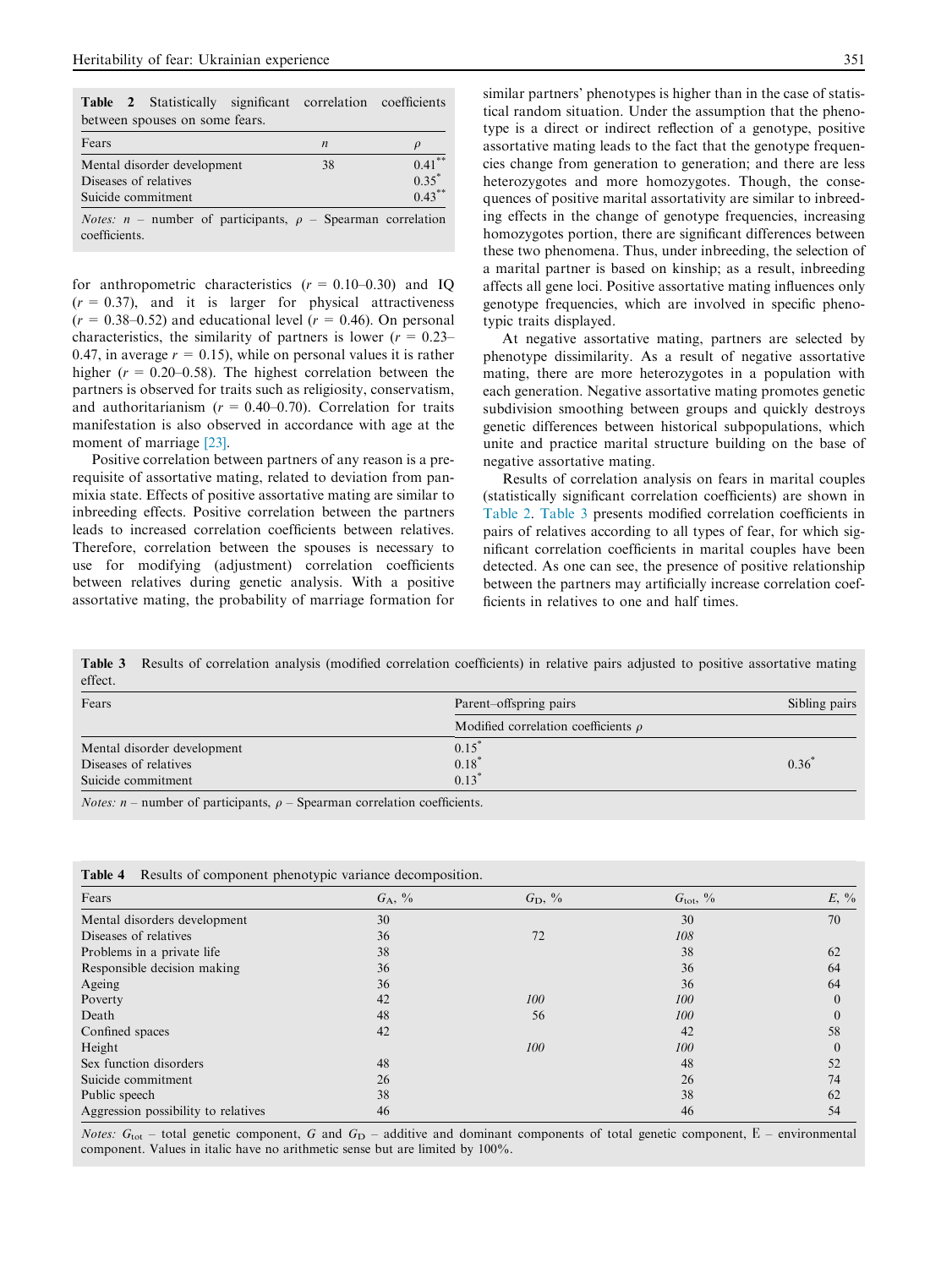**Table 2** Statistically significant correlation coefficients between spouses on some fears.

| Fears | $n$ | $\rho$ |
|---|---|---|
| Mental disorder development | 38 | 0.41** |
| Diseases of relatives | | 0.35* |
| Suicide commitment | | 0.43** |

*Notes:* $n$ – number of participants, $\rho$ – Spearman correlation coefficients.

for anthropometric characteristics ($r$ = 0.10–0.30) and IQ ($r$ = 0.37), and it is larger for physical attractiveness ($r$ = 0.38–0.52) and educational level ($r$ = 0.46). On personal characteristics, the similarity of partners is lower ($r$ = 0.23–0.47, in average $r$ = 0.15), while on personal values it is rather higher ($r$ = 0.20–0.58). The highest correlation between the partners is observed for traits such as religiosity, conservatism, and authoritarianism ($r$ = 0.40–0.70). Correlation for traits manifestation is also observed in accordance with age at the moment of marriage [23].

Positive correlation between partners of any reason is a prerequisite of assortative mating, related to deviation from panmixia state. Effects of positive assortative mating are similar to inbreeding effects. Positive correlation between the partners leads to increased correlation coefficients between relatives. Therefore, correlation between the spouses is necessary to use for modifying (adjustment) correlation coefficients between relatives during genetic analysis. With a positive assortative mating, the probability of marriage formation for similar partners' phenotypes is higher than in the case of statistical random situation. Under the assumption that the phenotype is a direct or indirect reflection of a genotype, positive assortative mating leads to the fact that the genotype frequencies change from generation to generation; and there are less heterozygotes and more homozygotes. Though, the consequences of positive marital assortativity are similar to inbreeding effects in the change of genotype frequencies, increasing homozygotes portion, there are significant differences between these two phenomena. Thus, under inbreeding, the selection of a marital partner is based on kinship; as a result, inbreeding affects all gene loci. Positive assortative mating influences only genotype frequencies, which are involved in specific phenotypic traits displayed.

At negative assortative mating, partners are selected by phenotype dissimilarity. As a result of negative assortative mating, there are more heterozygotes in a population with each generation. Negative assortative mating promotes genetic subdivision smoothing between groups and quickly destroys genetic differences between historical subpopulations, which unite and practice marital structure building on the base of negative assortative mating.

Results of correlation analysis on fears in marital couples (statistically significant correlation coefficients) are shown in Table 2. Table 3 presents modified correlation coefficients in pairs of relatives according to all types of fear, for which significant correlation coefficients in marital couples have been detected. As one can see, the presence of positive relationship between the partners may artificially increase correlation coefficients in relatives to one and half times.

**Table 3** Results of correlation analysis (modified correlation coefficients) in relative pairs adjusted to positive assortative mating effect.

| Fears | Parent–offspring pairs | Sibling pairs |
|---|---|---|
| | Modified correlation coefficients $\rho$ | |
| Mental disorder development | 0.15* | |
| Diseases of relatives | 0.18* | 0.36* |
| Suicide commitment | 0.13* | |

*Notes:* $n$ – number of participants, $\rho$ – Spearman correlation coefficients.

**Table 4** Results of component phenotypic variance decomposition.

| Fears | $G_A$, % | $G_D$, % | $G_{tot}$, % | $E$, % |
|---|---|---|---|---|
| Mental disorders development | 30 | | 30 | 70 |
| Diseases of relatives | 36 | 72 | *108* | |
| Problems in a private life | 38 | | 38 | 62 |
| Responsible decision making | 36 | | 36 | 64 |
| Ageing | 36 | | 36 | 64 |
| Poverty | 42 | *100* | *100* | 0 |
| Death | 48 | 56 | *100* | 0 |
| Confined spaces | 42 | | 42 | 58 |
| Height | | *100* | *100* | 0 |
| Sex function disorders | 48 | | 48 | 52 |
| Suicide commitment | 26 | | 26 | 74 |
| Public speech | 38 | | 38 | 62 |
| Aggression possibility to relatives | 46 | | 46 | 54 |

*Notes:* $G_{tot}$ – total genetic component, $G$ and $G_D$ – additive and dominant components of total genetic component, E – environmental component. Values in italic have no arithmetic sense but are limited by 100%.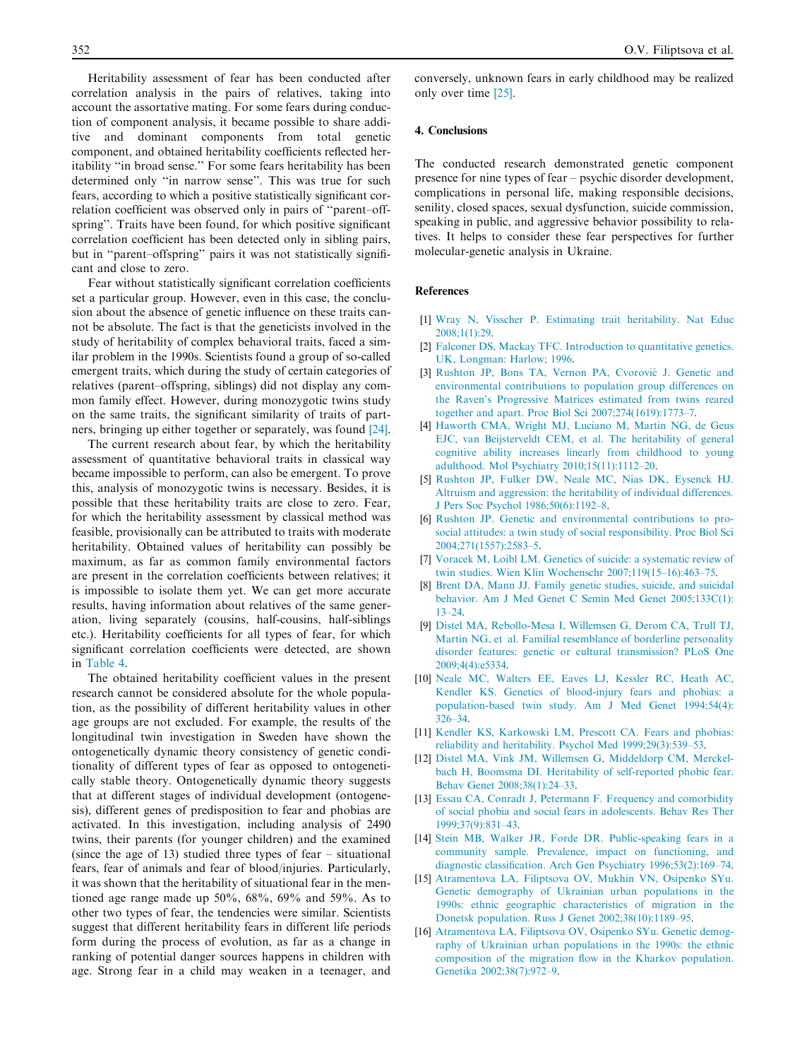Heritability assessment of fear has been conducted after correlation analysis in the pairs of relatives, taking into account the assortative mating. For some fears during conduction of component analysis, it became possible to share additive and dominant components from total genetic component, and obtained heritability coefficients reflected heritability "in broad sense." For some fears heritability has been determined only "in narrow sense". This was true for such fears, according to which a positive statistically significant correlation coefficient was observed only in pairs of "parent–offspring". Traits have been found, for which positive significant correlation coefficient has been detected only in sibling pairs, but in "parent–offspring" pairs it was not statistically significant and close to zero.

Fear without statistically significant correlation coefficients set a particular group. However, even in this case, the conclusion about the absence of genetic influence on these traits cannot be absolute. The fact is that the geneticists involved in the study of heritability of complex behavioral traits, faced a similar problem in the 1990s. Scientists found a group of so-called emergent traits, which during the study of certain categories of relatives (parent–offspring, siblings) did not display any common family effect. However, during monozygotic twins study on the same traits, the significant similarity of traits of partners, bringing up either together or separately, was found [24].

The current research about fear, by which the heritability assessment of quantitative behavioral traits in classical way became impossible to perform, can also be emergent. To prove this, analysis of monozygotic twins is necessary. Besides, it is possible that these heritability traits are close to zero. Fear, for which the heritability assessment by classical method was feasible, provisionally can be attributed to traits with moderate heritability. Obtained values of heritability can possibly be maximum, as far as common family environmental factors are present in the correlation coefficients between relatives; it is impossible to isolate them yet. We can get more accurate results, having information about relatives of the same generation, living separately (cousins, half-cousins, half-siblings etc.). Heritability coefficients for all types of fear, for which significant correlation coefficients were detected, are shown in Table 4.

The obtained heritability coefficient values in the present research cannot be considered absolute for the whole population, as the possibility of different heritability values in other age groups are not excluded. For example, the results of the longitudinal twin investigation in Sweden have shown the ontogenetically dynamic theory consistency of genetic conditionality of different types of fear as opposed to ontogenetically stable theory. Ontogenetically dynamic theory suggests that at different stages of individual development (ontogenesis), different genes of predisposition to fear and phobias are activated. In this investigation, including analysis of 2490 twins, their parents (for younger children) and the examined (since the age of 13) studied three types of fear – situational fears, fear of animals and fear of blood/injuries. Particularly, it was shown that the heritability of situational fear in the mentioned age range made up 50%, 68%, 69% and 59%. As to other two types of fear, the tendencies were similar. Scientists suggest that different heritability fears in different life periods form during the process of evolution, as far as a change in ranking of potential danger sources happens in children with age. Strong fear in a child may weaken in a teenager, and conversely, unknown fears in early childhood may be realized only over time [25].

## 4. Conclusions

The conducted research demonstrated genetic component presence for nine types of fear – psychic disorder development, complications in personal life, making responsible decisions, senility, closed spaces, sexual dysfunction, suicide commission, speaking in public, and aggressive behavior possibility to relatives. It helps to consider these fear perspectives for further molecular-genetic analysis in Ukraine.

## References

[1] Wray N, Visscher P. Estimating trait heritability. Nat Educ 2008;1(1):29.

[2] Falconer DS, Mackay TFC. Introduction to quantitative genetics. UK, Longman: Harlow; 1996.

[3] Rushton JP, Bons TA, Vernon PA, Cvorović J. Genetic and environmental contributions to population group differences on the Raven's Progressive Matrices estimated from twins reared together and apart. Proc Biol Sci 2007;274(1619):1773–7.

[4] Haworth CMA, Wright MJ, Luciano M, Martin NG, de Geus EJC, van Beijsterveldt CEM, et al. The heritability of general cognitive ability increases linearly from childhood to young adulthood. Mol Psychiatry 2010;15(11):1112–20.

[5] Rushton JP, Fulker DW, Neale MC, Nias DK, Eysenck HJ. Altruism and aggression: the heritability of individual differences. J Pers Soc Psychol 1986;50(6):1192–8.

[6] Rushton JP. Genetic and environmental contributions to pro-social attitudes: a twin study of social responsibility. Proc Biol Sci 2004;271(1557):2583–5.

[7] Voracek M, Loibl LM. Genetics of suicide: a systematic review of twin studies. Wien Klin Wochenschr 2007;119(15–16):463–75.

[8] Brent DA, Mann JJ. Family genetic studies, suicide, and suicidal behavior. Am J Med Genet C Semin Med Genet 2005;133C(1):13–24.

[9] Distel MA, Rebollo-Mesa I, Willemsen G, Derom CA, Trull TJ, Martin NG, et al. Familial resemblance of borderline personality disorder features: genetic or cultural transmission? PLoS One 2009;4(4):e5334.

[10] Neale MC, Walters EE, Eaves LJ, Kessler RC, Heath AC, Kendler KS. Genetics of blood-injury fears and phobias: a population-based twin study. Am J Med Genet 1994;54(4):326–34.

[11] Kendler KS, Karkowski LM, Prescott CA. Fears and phobias: reliability and heritability. Psychol Med 1999;29(3):539–53.

[12] Distel MA, Vink JM, Willemsen G, Middeldorp CM, Merckelbach H, Boomsma DI. Heritability of self-reported phobic fear. Behav Genet 2008;38(1):24–33.

[13] Essau CA, Conradt J, Petermann F. Frequency and comorbidity of social phobia and social fears in adolescents. Behav Res Ther 1999;37(9):831–43.

[14] Stein MB, Walker JR, Forde DR. Public-speaking fears in a community sample. Prevalence, impact on functioning, and diagnostic classification. Arch Gen Psychiatry 1996;53(2):169–74.

[15] Atramentova LA, Filiptsova OV, Mukhin VN, Osipenko SYu. Genetic demography of Ukrainian urban populations in the 1990s: ethnic geographic characteristics of migration in the Donetsk population. Russ J Genet 2002;38(10):1189–95.

[16] Atramentova LA, Filiptsova OV, Osipenko SYu. Genetic demography of Ukrainian urban populations in the 1990s: the ethnic composition of the migration flow in the Kharkov population. Genetika 2002;38(7):972–9.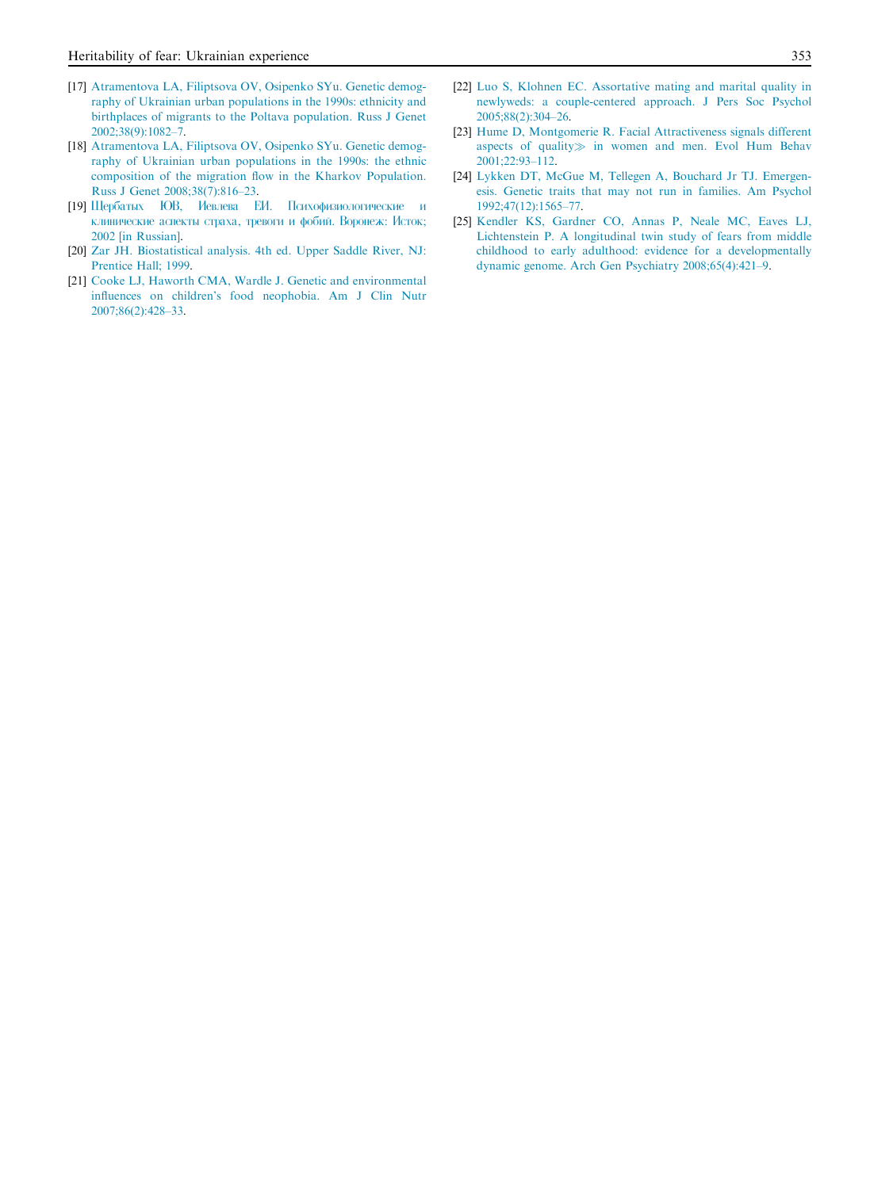[17] Atramentova LA, Filiptsova OV, Osipenko SYu. Genetic demography of Ukrainian urban populations in the 1990s: ethnicity and birthplaces of migrants to the Poltava population. Russ J Genet 2002;38(9):1082–7.

[18] Atramentova LA, Filiptsova OV, Osipenko SYu. Genetic demography of Ukrainian urban populations in the 1990s: the ethnic composition of the migration flow in the Kharkov Population. Russ J Genet 2008;38(7):816–23.

[19] Щербатых ЮВ, Ивлева ЕИ. Психофизиологические и клинические аспекты страха, тревоги и фобий. Воронеж: Исток; 2002 [in Russian].

[20] Zar JH. Biostatistical analysis. 4th ed. Upper Saddle River, NJ: Prentice Hall; 1999.

[21] Cooke LJ, Haworth CMA, Wardle J. Genetic and environmental influences on children's food neophobia. Am J Clin Nutr 2007;86(2):428–33.

[22] Luo S, Klohnen EC. Assortative mating and marital quality in newlyweds: a couple-centered approach. J Pers Soc Psychol 2005;88(2):304–26.

[23] Hume D, Montgomerie R. Facial Attractiveness signals different aspects of quality≫ in women and men. Evol Hum Behav 2001;22:93–112.

[24] Lykken DT, McGue M, Tellegen A, Bouchard Jr TJ. Emergenesis. Genetic traits that may not run in families. Am Psychol 1992;47(12):1565–77.

[25] Kendler KS, Gardner CO, Annas P, Neale MC, Eaves LJ, Lichtenstein P. A longitudinal twin study of fears from middle childhood to early adulthood: evidence for a developmentally dynamic genome. Arch Gen Psychiatry 2008;65(4):421–9.